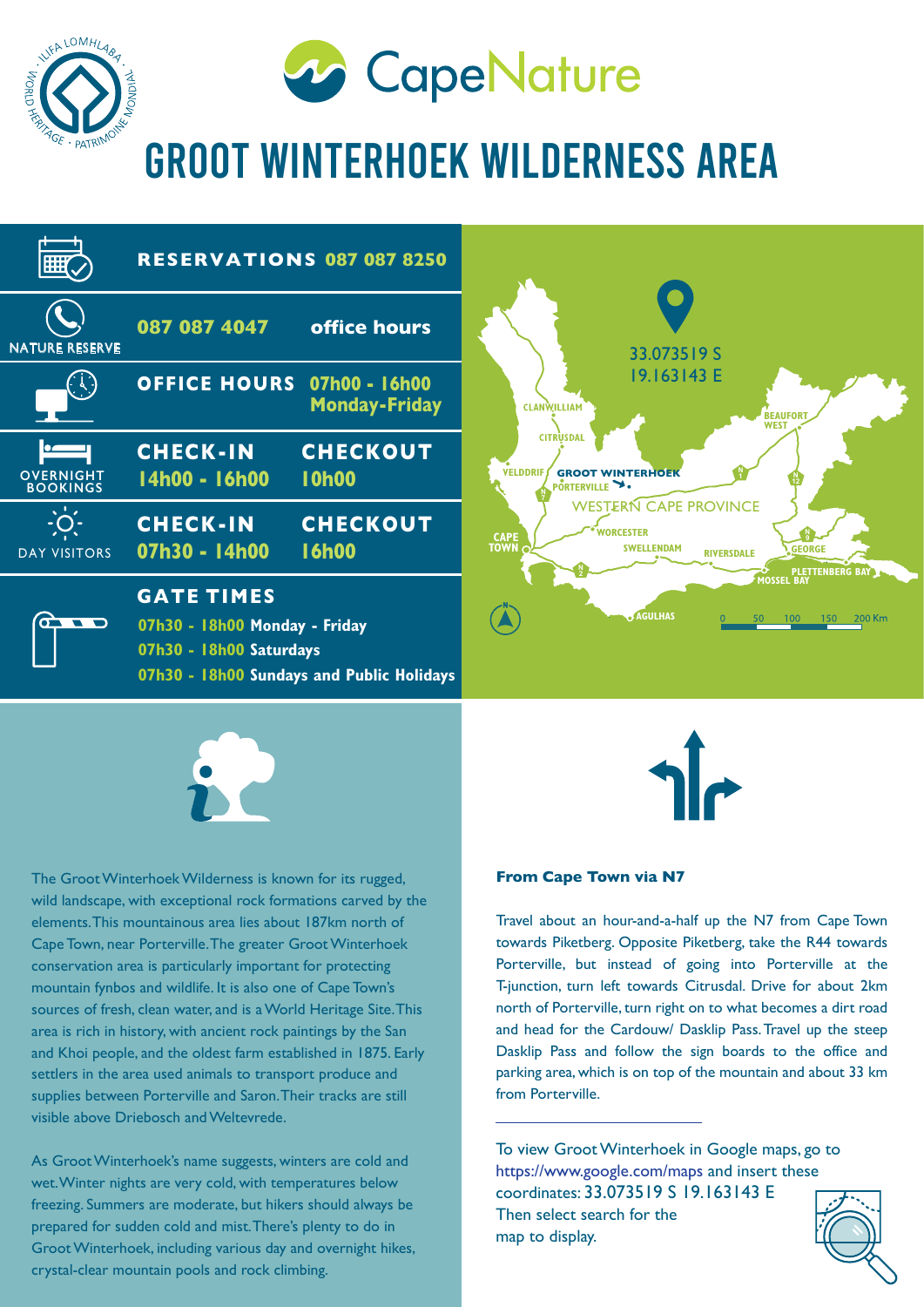CapeNature

# GROOT WINTERHOEK WILDERNESS AREA

| | | |
|---|---|---|
| | **RESERVATIONS** | **087 087 8250** |
| NATURE RESERVE | **087 087 4047** | **office hours** |
| | **OFFICE HOURS** | **07h00 - 16h00 Monday-Friday** |
| OVERNIGHT BOOKINGS | **CHECK-IN 14h00 - 16h00** | **CHECKOUT 10h00** |
| DAY VISITORS | **CHECK-IN 07h30 - 14h00** | **CHECKOUT 16h00** |

**GATE TIMES**

**07h30 - 18h00 Monday - Friday**
**07h30 - 18h00 Saturdays**
**07h30 - 18h00 Sundays and Public Holidays**

33.073519 S
19.163143 E

The Groot Winterhoek Wilderness is known for its rugged, wild landscape, with exceptional rock formations carved by the elements. This mountainous area lies about 187km north of Cape Town, near Porterville. The greater Groot Winterhoek conservation area is particularly important for protecting mountain fynbos and wildlife. It is also one of Cape Town's sources of fresh, clean water, and is a World Heritage Site. This area is rich in history, with ancient rock paintings by the San and Khoi people, and the oldest farm established in 1875. Early settlers in the area used animals to transport produce and supplies between Porterville and Saron. Their tracks are still visible above Driebosch and Weltevrede.

As Groot Winterhoek's name suggests, winters are cold and wet. Winter nights are very cold, with temperatures below freezing. Summers are moderate, but hikers should always be prepared for sudden cold and mist. There's plenty to do in Groot Winterhoek, including various day and overnight hikes, crystal-clear mountain pools and rock climbing.

**From Cape Town via N7**

Travel about an hour-and-a-half up the N7 from Cape Town towards Piketberg. Opposite Piketberg, take the R44 towards Porterville, but instead of going into Porterville at the T-junction, turn left towards Citrusdal. Drive for about 2km north of Porterville, turn right on to what becomes a dirt road and head for the Cardouw/ Dasklip Pass. Travel up the steep Dasklip Pass and follow the sign boards to the office and parking area, which is on top of the mountain and about 33 km from Porterville.

To view Groot Winterhoek in Google maps, go to https://www.google.com/maps and insert these coordinates: 33.073519 S 19.163143 E
Then select search for the map to display.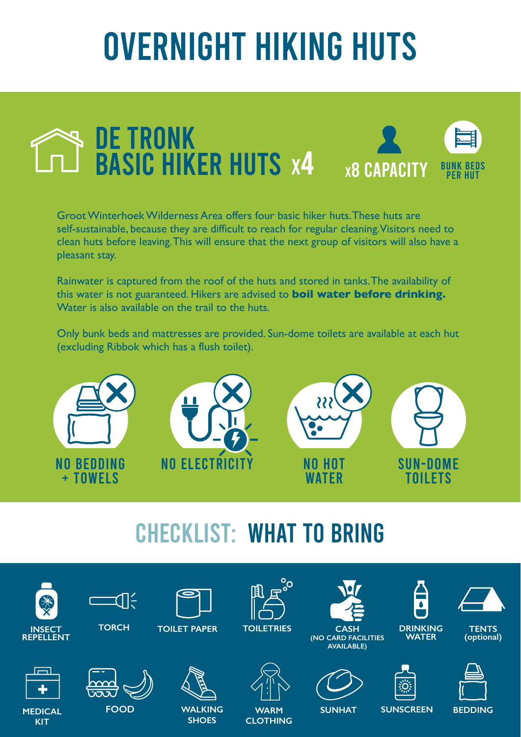# OVERNIGHT HIKING HUTS

## DE TRONK BASIC HIKER HUTS x4

x8 CAPACITY

BUNK BEDS PER HUT

Groot Winterhoek Wilderness Area offers four basic hiker huts. These huts are self-sustainable, because they are difficult to reach for regular cleaning. Visitors need to clean huts before leaving. This will ensure that the next group of visitors will also have a pleasant stay.

Rainwater is captured from the roof of the huts and stored in tanks. The availability of this water is not guaranteed. Hikers are advised to **boil water before drinking.** Water is also available on the trail to the huts.

Only bunk beds and mattresses are provided. Sun-dome toilets are available at each hut (excluding Ribbok which has a flush toilet).

- NO BEDDING + TOWELS
- NO ELECTRICITY
- NO HOT WATER
- SUN-DOME TOILETS

## CHECKLIST: WHAT TO BRING

- INSECT REPELLENT
- TORCH
- TOILET PAPER
- TOILETRIES
- CASH (NO CARD FACILITIES AVAILABLE)
- DRINKING WATER
- TENTS (optional)
- MEDICAL KIT
- FOOD
- WALKING SHOES
- WARM CLOTHING
- SUNHAT
- SUNSCREEN
- BEDDING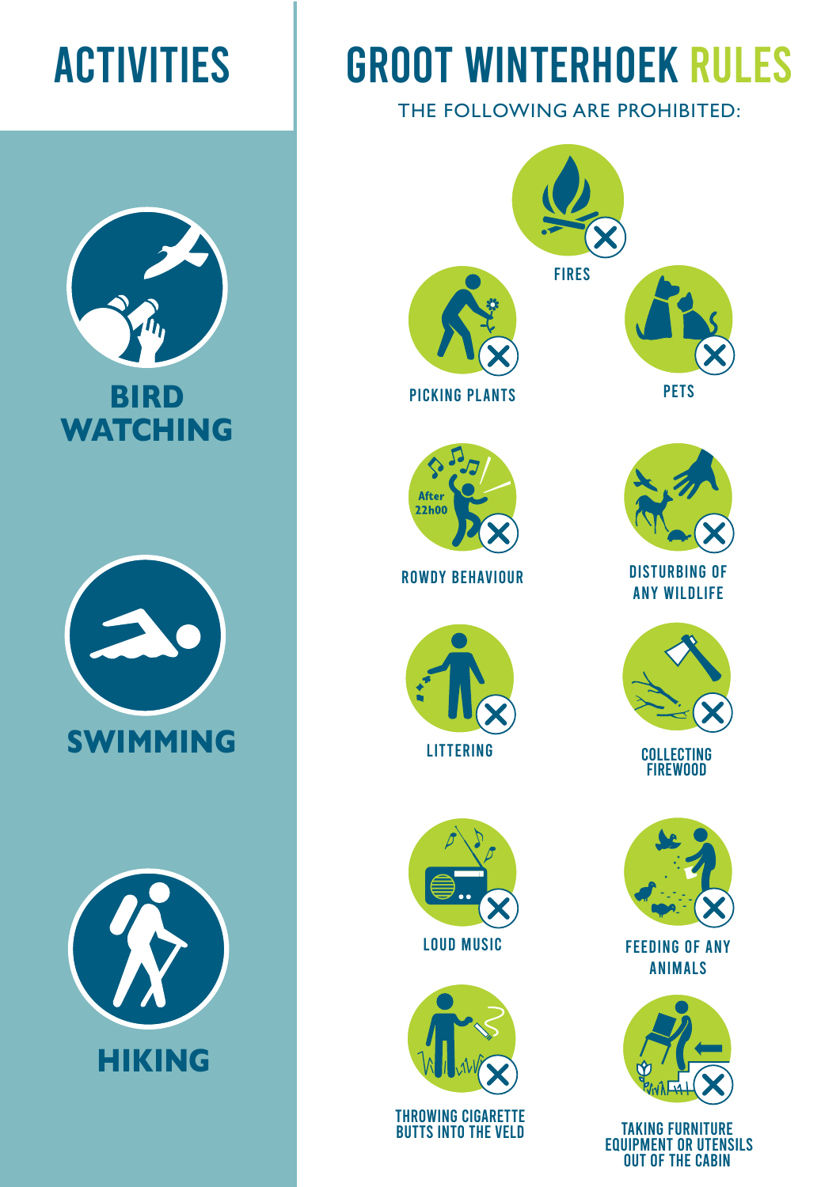# ACTIVITIES

- BIRD WATCHING
- SWIMMING
- HIKING

# GROOT WINTERHOEK RULES

THE FOLLOWING ARE PROHIBITED:

- FIRES
- PICKING PLANTS
- PETS
- ROWDY BEHAVIOUR (After 22h00)
- DISTURBING OF ANY WILDLIFE
- LITTERING
- COLLECTING FIREWOOD
- LOUD MUSIC
- FEEDING OF ANY ANIMALS
- THROWING CIGARETTE BUTTS INTO THE VELD
- TAKING FURNITURE EQUIPMENT OR UTENSILS OUT OF THE CABIN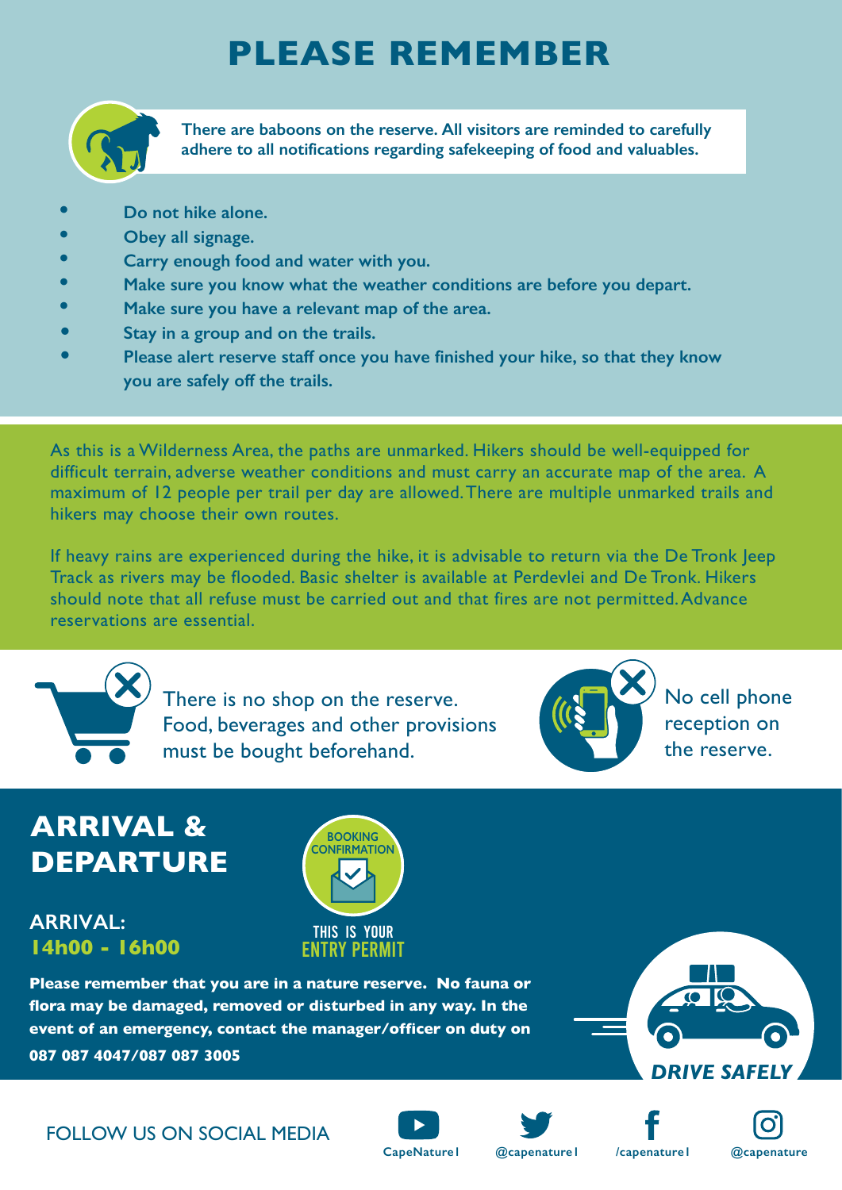# PLEASE REMEMBER

**There are baboons on the reserve. All visitors are reminded to carefully adhere to all notifications regarding safekeeping of food and valuables.**

- **Do not hike alone.**
- **Obey all signage.**
- **Carry enough food and water with you.**
- **Make sure you know what the weather conditions are before you depart.**
- **Make sure you have a relevant map of the area.**
- **Stay in a group and on the trails.**
- **Please alert reserve staff once you have finished your hike, so that they know you are safely off the trails.**

As this is a Wilderness Area, the paths are unmarked. Hikers should be well-equipped for difficult terrain, adverse weather conditions and must carry an accurate map of the area. A maximum of 12 people per trail per day are allowed. There are multiple unmarked trails and hikers may choose their own routes.

If heavy rains are experienced during the hike, it is advisable to return via the De Tronk Jeep Track as rivers may be flooded. Basic shelter is available at Perdevlei and De Tronk. Hikers should note that all refuse must be carried out and that fires are not permitted. Advance reservations are essential.

There is no shop on the reserve. Food, beverages and other provisions must be bought beforehand.

No cell phone reception on the reserve.

## ARRIVAL & DEPARTURE

BOOKING CONFIRMATION

THIS IS YOUR ENTRY PERMIT

ARRIVAL:
**14h00 - 16h00**

**Please remember that you are in a nature reserve. No fauna or flora may be damaged, removed or disturbed in any way. In the event of an emergency, contact the manager/officer on duty on 087 087 4047/087 087 3005**

*DRIVE SAFELY*

FOLLOW US ON SOCIAL MEDIA

CapeNature1 @capenature1 /capenature1 @capenature